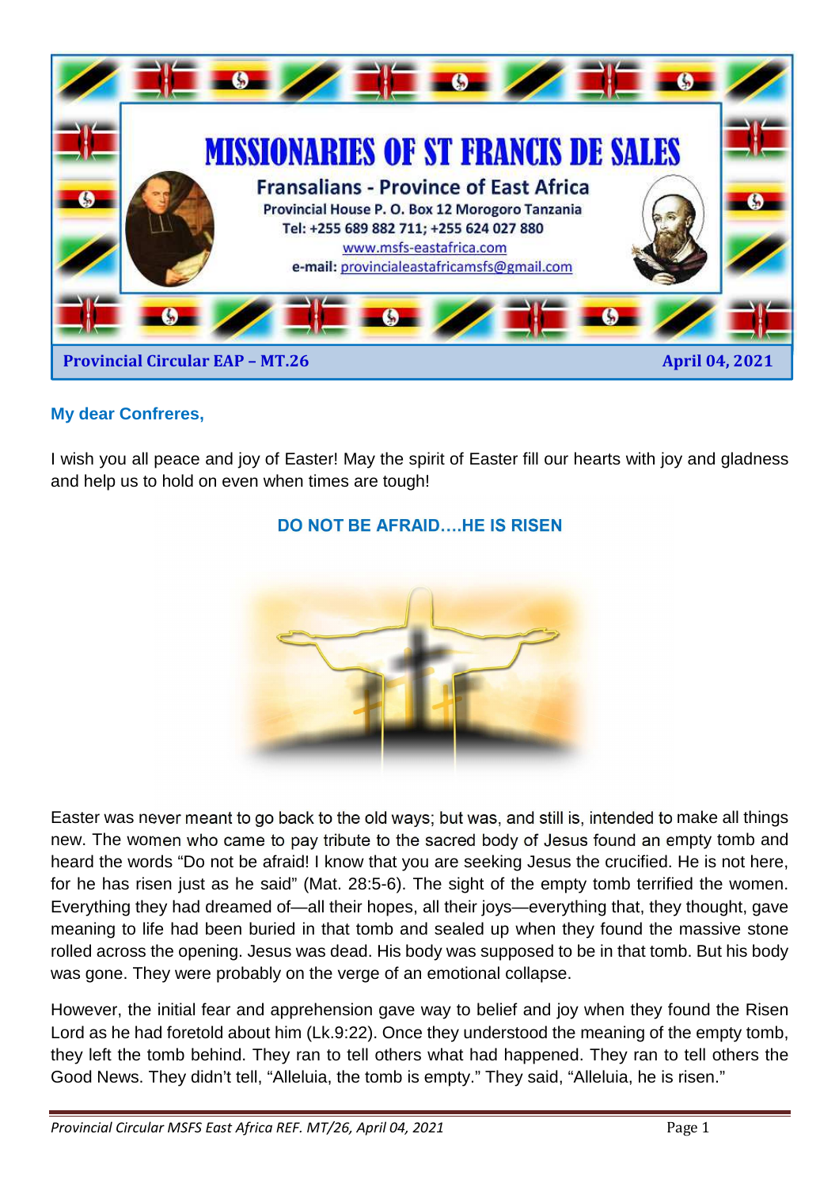# MISSIONARIES OF ST FRANCIS DE SALES

**Fransalians - Province of East Africa**

**Provincial House P. O. Box 12 Morogoro Tanzania**

**Tel: +255 689 882 711; +255 624 027 880**

www.msfs-eastafrica.com

**e-mail:** provincialeastafricamsfs@gmail.com

**Provincial Circular EAP – MT.26** **April 04, 2021**

**My dear Confreres,**

I wish you all peace and joy of Easter! May the spirit of Easter fill our hearts with joy and gladness and help us to hold on even when times are tough!

## DO NOT BE AFRAID….HE IS RISEN

Easter was never meant to go back to the old ways; but was, and still is, intended to make all things new. The women who came to pay tribute to the sacred body of Jesus found an empty tomb and heard the words "Do not be afraid! I know that you are seeking Jesus the crucified. He is not here, for he has risen just as he said" (Mat. 28:5-6). The sight of the empty tomb terrified the women. Everything they had dreamed of—all their hopes, all their joys—everything that, they thought, gave meaning to life had been buried in that tomb and sealed up when they found the massive stone rolled across the opening. Jesus was dead. His body was supposed to be in that tomb. But his body was gone. They were probably on the verge of an emotional collapse.

However, the initial fear and apprehension gave way to belief and joy when they found the Risen Lord as he had foretold about him (Lk.9:22). Once they understood the meaning of the empty tomb, they left the tomb behind. They ran to tell others what had happened. They ran to tell others the Good News. They didn't tell, "Alleluia, the tomb is empty." They said, "Alleluia, he is risen."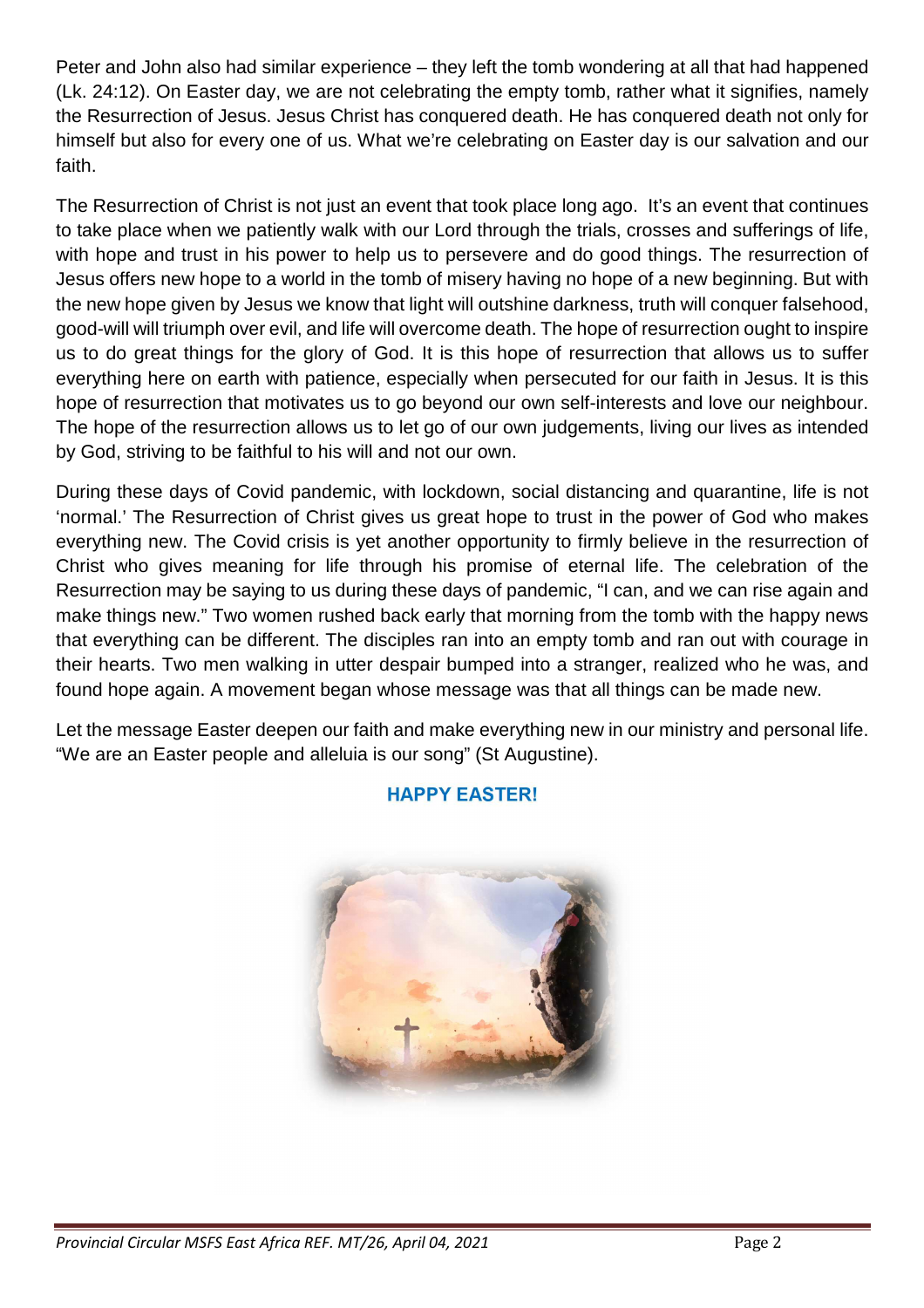Peter and John also had similar experience – they left the tomb wondering at all that had happened (Lk. 24:12). On Easter day, we are not celebrating the empty tomb, rather what it signifies, namely the Resurrection of Jesus. Jesus Christ has conquered death. He has conquered death not only for himself but also for every one of us. What we're celebrating on Easter day is our salvation and our faith.

The Resurrection of Christ is not just an event that took place long ago. It's an event that continues to take place when we patiently walk with our Lord through the trials, crosses and sufferings of life, with hope and trust in his power to help us to persevere and do good things. The resurrection of Jesus offers new hope to a world in the tomb of misery having no hope of a new beginning. But with the new hope given by Jesus we know that light will outshine darkness, truth will conquer falsehood, good-will will triumph over evil, and life will overcome death. The hope of resurrection ought to inspire us to do great things for the glory of God. It is this hope of resurrection that allows us to suffer everything here on earth with patience, especially when persecuted for our faith in Jesus. It is this hope of resurrection that motivates us to go beyond our own self-interests and love our neighbour. The hope of the resurrection allows us to let go of our own judgements, living our lives as intended by God, striving to be faithful to his will and not our own.

During these days of Covid pandemic, with lockdown, social distancing and quarantine, life is not 'normal.' The Resurrection of Christ gives us great hope to trust in the power of God who makes everything new. The Covid crisis is yet another opportunity to firmly believe in the resurrection of Christ who gives meaning for life through his promise of eternal life. The celebration of the Resurrection may be saying to us during these days of pandemic, "I can, and we can rise again and make things new." Two women rushed back early that morning from the tomb with the happy news that everything can be different. The disciples ran into an empty tomb and ran out with courage in their hearts. Two men walking in utter despair bumped into a stranger, realized who he was, and found hope again. A movement began whose message was that all things can be made new.

Let the message Easter deepen our faith and make everything new in our ministry and personal life. "We are an Easter people and alleluia is our song" (St Augustine).

**HAPPY EASTER!**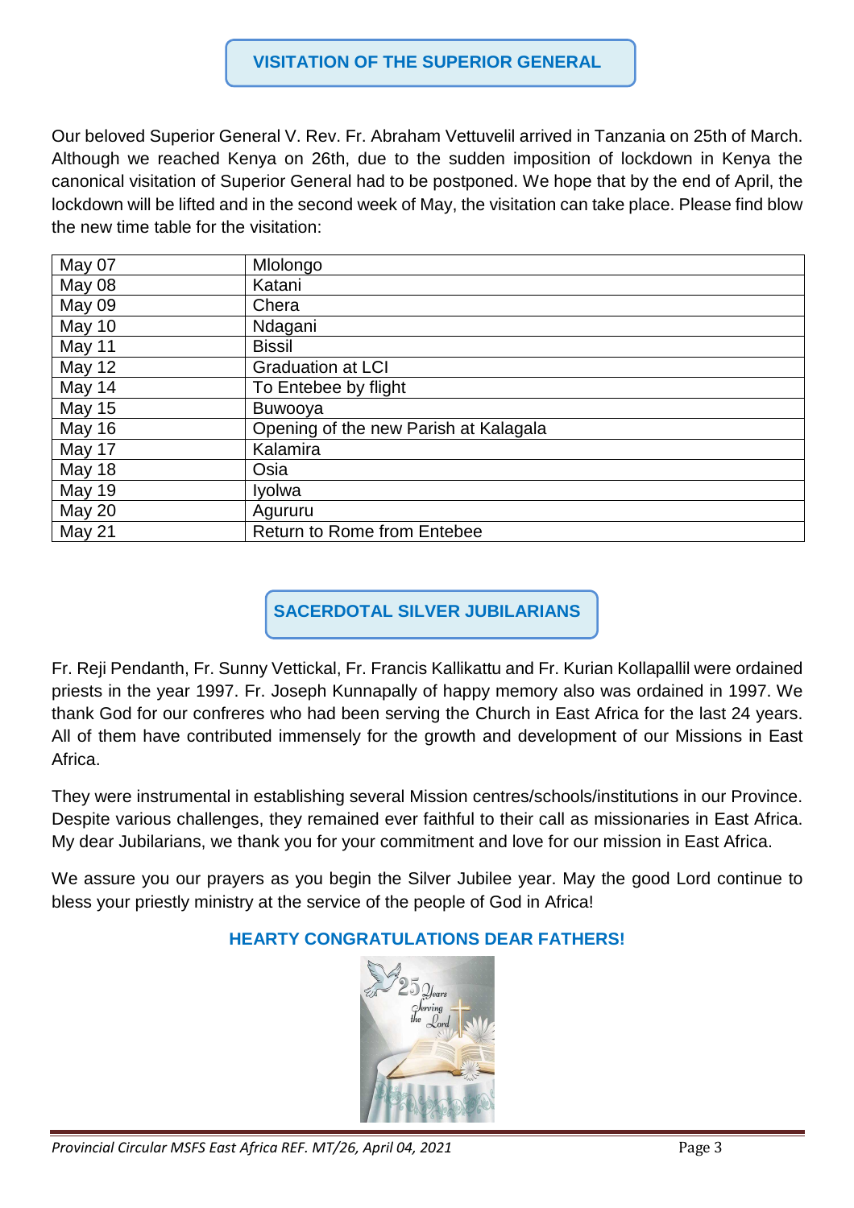## VISITATION OF THE SUPERIOR GENERAL

Our beloved Superior General V. Rev. Fr. Abraham Vettuvelil arrived in Tanzania on 25th of March. Although we reached Kenya on 26th, due to the sudden imposition of lockdown in Kenya the canonical visitation of Superior General had to be postponed. We hope that by the end of April, the lockdown will be lifted and in the second week of May, the visitation can take place. Please find blow the new time table for the visitation:

| | |
|---|---|
| May 07 | Mlolongo |
| May 08 | Katani |
| May 09 | Chera |
| May 10 | Ndagani |
| May 11 | Bissil |
| May 12 | Graduation at LCI |
| May 14 | To Entebee by flight |
| May 15 | Buwooya |
| May 16 | Opening of the new Parish at Kalagala |
| May 17 | Kalamira |
| May 18 | Osia |
| May 19 | Iyolwa |
| May 20 | Agururu |
| May 21 | Return to Rome from Entebee |

## SACERDOTAL SILVER JUBILARIANS

Fr. Reji Pendanth, Fr. Sunny Vettickal, Fr. Francis Kallikattu and Fr. Kurian Kollapallil were ordained priests in the year 1997. Fr. Joseph Kunnapally of happy memory also was ordained in 1997. We thank God for our confreres who had been serving the Church in East Africa for the last 24 years. All of them have contributed immensely for the growth and development of our Missions in East Africa.

They were instrumental in establishing several Mission centres/schools/institutions in our Province. Despite various challenges, they remained ever faithful to their call as missionaries in East Africa. My dear Jubilarians, we thank you for your commitment and love for our mission in East Africa.

We assure you our prayers as you begin the Silver Jubilee year. May the good Lord continue to bless your priestly ministry at the service of the people of God in Africa!

**HEARTY CONGRATULATIONS DEAR FATHERS!**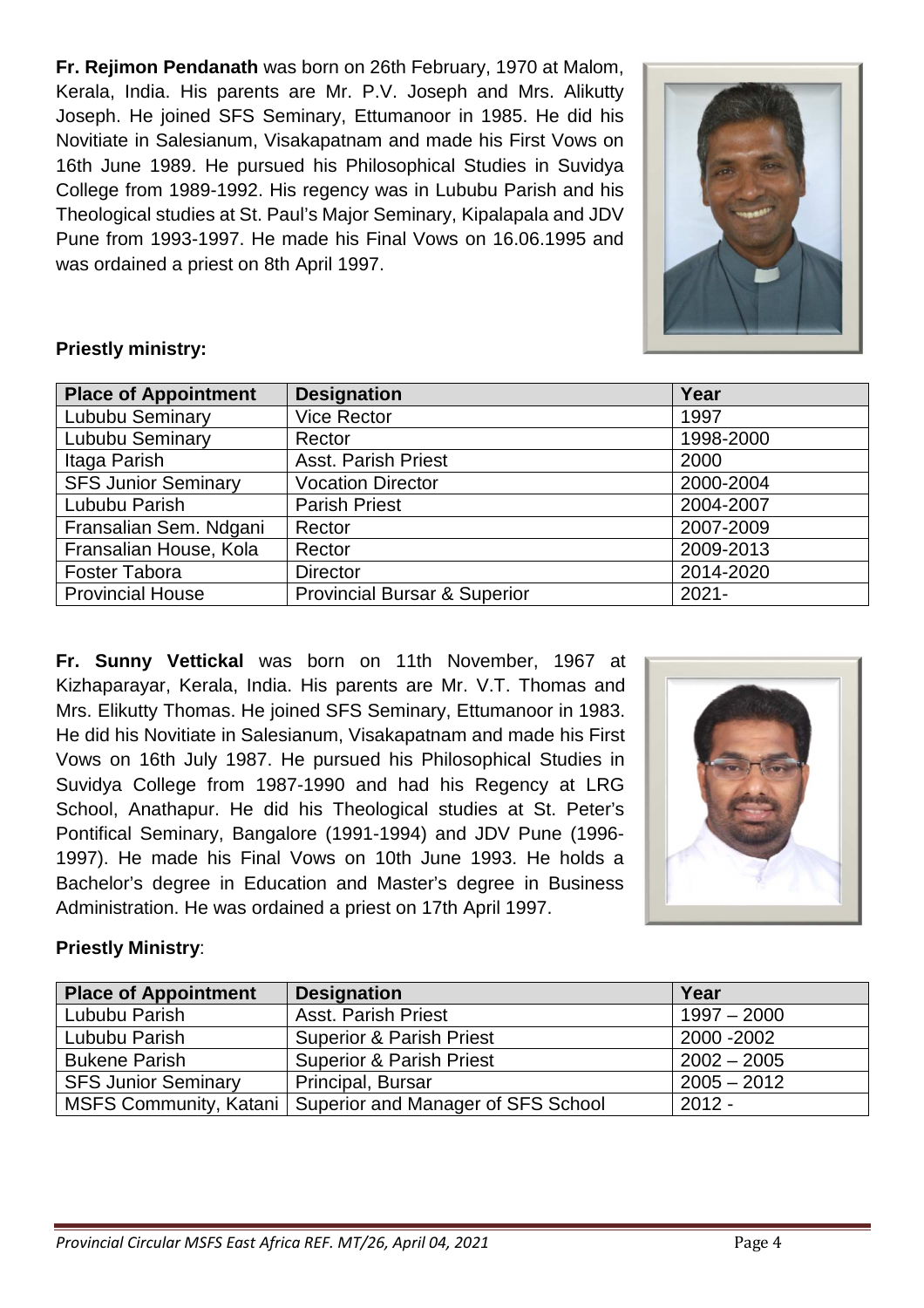**Fr. Rejimon Pendanath** was born on 26th February, 1970 at Malom, Kerala, India. His parents are Mr. P.V. Joseph and Mrs. Alikutty Joseph. He joined SFS Seminary, Ettumanoor in 1985. He did his Novitiate in Salesianum, Visakapatnam and made his First Vows on 16th June 1989. He pursued his Philosophical Studies in Suvidya College from 1989-1992. His regency was in Lububu Parish and his Theological studies at St. Paul's Major Seminary, Kipalapala and JDV Pune from 1993-1997. He made his Final Vows on 16.06.1995 and was ordained a priest on 8th April 1997.

**Priestly ministry:**

| Place of Appointment | Designation | Year |
|---|---|---|
| Lububu Seminary | Vice Rector | 1997 |
| Lububu Seminary | Rector | 1998-2000 |
| Itaga Parish | Asst. Parish Priest | 2000 |
| SFS Junior Seminary | Vocation Director | 2000-2004 |
| Lububu Parish | Parish Priest | 2004-2007 |
| Fransalian Sem. Ndgani | Rector | 2007-2009 |
| Fransalian House, Kola | Rector | 2009-2013 |
| Foster Tabora | Director | 2014-2020 |
| Provincial House | Provincial Bursar & Superior | 2021- |

**Fr. Sunny Vettickal** was born on 11th November, 1967 at Kizhaparayar, Kerala, India. His parents are Mr. V.T. Thomas and Mrs. Elikutty Thomas. He joined SFS Seminary, Ettumanoor in 1983. He did his Novitiate in Salesianum, Visakapatnam and made his First Vows on 16th July 1987. He pursued his Philosophical Studies in Suvidya College from 1987-1990 and had his Regency at LRG School, Anathapur. He did his Theological studies at St. Peter's Pontifical Seminary, Bangalore (1991-1994) and JDV Pune (1996-1997). He made his Final Vows on 10th June 1993. He holds a Bachelor's degree in Education and Master's degree in Business Administration. He was ordained a priest on 17th April 1997.

**Priestly Ministry**:

| Place of Appointment | Designation | Year |
|---|---|---|
| Lububu Parish | Asst. Parish Priest | 1997 – 2000 |
| Lububu Parish | Superior & Parish Priest | 2000 -2002 |
| Bukene Parish | Superior & Parish Priest | 2002 – 2005 |
| SFS Junior Seminary | Principal, Bursar | 2005 – 2012 |
| MSFS Community, Katani | Superior and Manager of SFS School | 2012 - |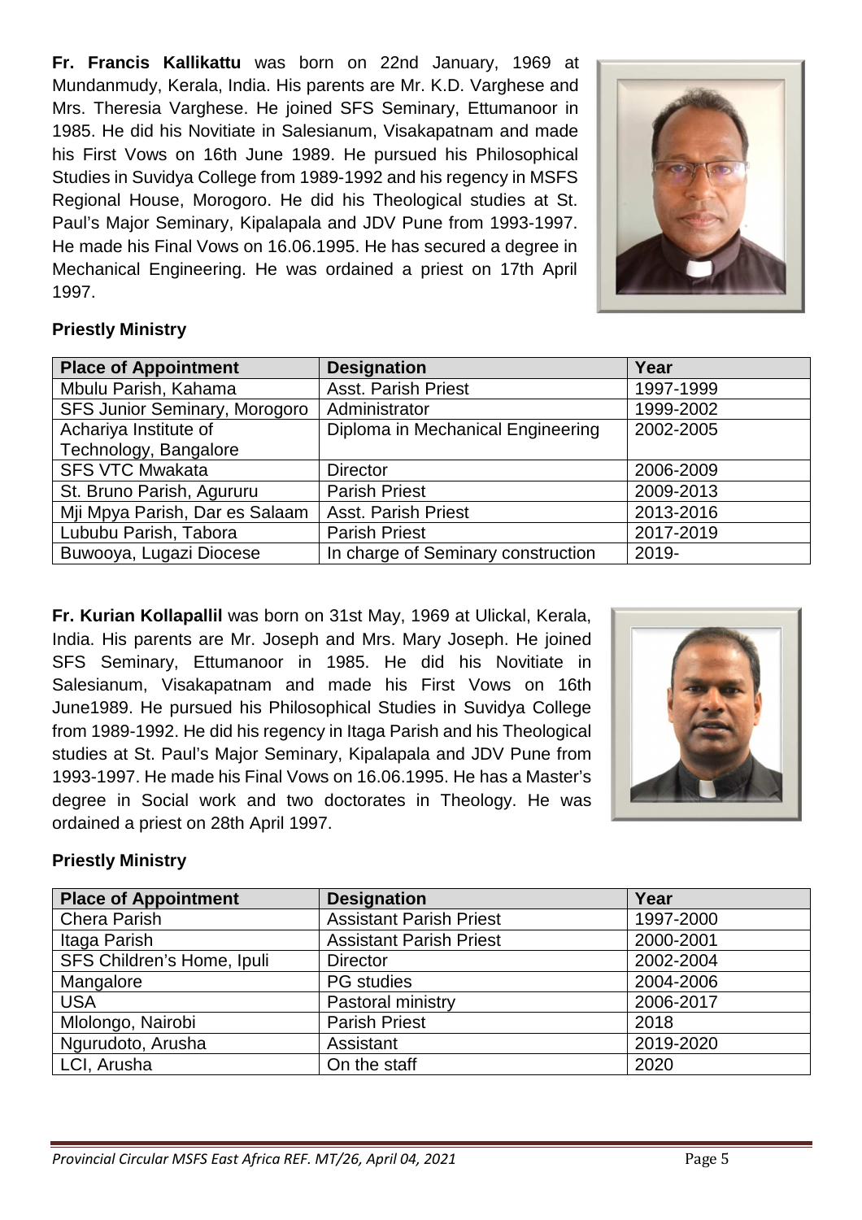**Fr. Francis Kallikattu** was born on 22nd January, 1969 at Mundanmudy, Kerala, India. His parents are Mr. K.D. Varghese and Mrs. Theresia Varghese. He joined SFS Seminary, Ettumanoor in 1985. He did his Novitiate in Salesianum, Visakapatnam and made his First Vows on 16th June 1989. He pursued his Philosophical Studies in Suvidya College from 1989-1992 and his regency in MSFS Regional House, Morogoro. He did his Theological studies at St. Paul's Major Seminary, Kipalapala and JDV Pune from 1993-1997. He made his Final Vows on 16.06.1995. He has secured a degree in Mechanical Engineering. He was ordained a priest on 17th April 1997.

**Priestly Ministry**

| Place of Appointment | Designation | Year |
|---|---|---|
| Mbulu Parish, Kahama | Asst. Parish Priest | 1997-1999 |
| SFS Junior Seminary, Morogoro | Administrator | 1999-2002 |
| Achariya Institute of Technology, Bangalore | Diploma in Mechanical Engineering | 2002-2005 |
| SFS VTC Mwakata | Director | 2006-2009 |
| St. Bruno Parish, Agururu | Parish Priest | 2009-2013 |
| Mji Mpya Parish, Dar es Salaam | Asst. Parish Priest | 2013-2016 |
| Lububu Parish, Tabora | Parish Priest | 2017-2019 |
| Buwooya, Lugazi Diocese | In charge of Seminary construction | 2019- |

**Fr. Kurian Kollapallil** was born on 31st May, 1969 at Ulickal, Kerala, India. His parents are Mr. Joseph and Mrs. Mary Joseph. He joined SFS Seminary, Ettumanoor in 1985. He did his Novitiate in Salesianum, Visakapatnam and made his First Vows on 16th June1989. He pursued his Philosophical Studies in Suvidya College from 1989-1992. He did his regency in Itaga Parish and his Theological studies at St. Paul's Major Seminary, Kipalapala and JDV Pune from 1993-1997. He made his Final Vows on 16.06.1995. He has a Master's degree in Social work and two doctorates in Theology. He was ordained a priest on 28th April 1997.

**Priestly Ministry**

| Place of Appointment | Designation | Year |
|---|---|---|
| Chera Parish | Assistant Parish Priest | 1997-2000 |
| Itaga Parish | Assistant Parish Priest | 2000-2001 |
| SFS Children's Home, Ipuli | Director | 2002-2004 |
| Mangalore | PG studies | 2004-2006 |
| USA | Pastoral ministry | 2006-2017 |
| Mlolongo, Nairobi | Parish Priest | 2018 |
| Ngurudoto, Arusha | Assistant | 2019-2020 |
| LCI, Arusha | On the staff | 2020 |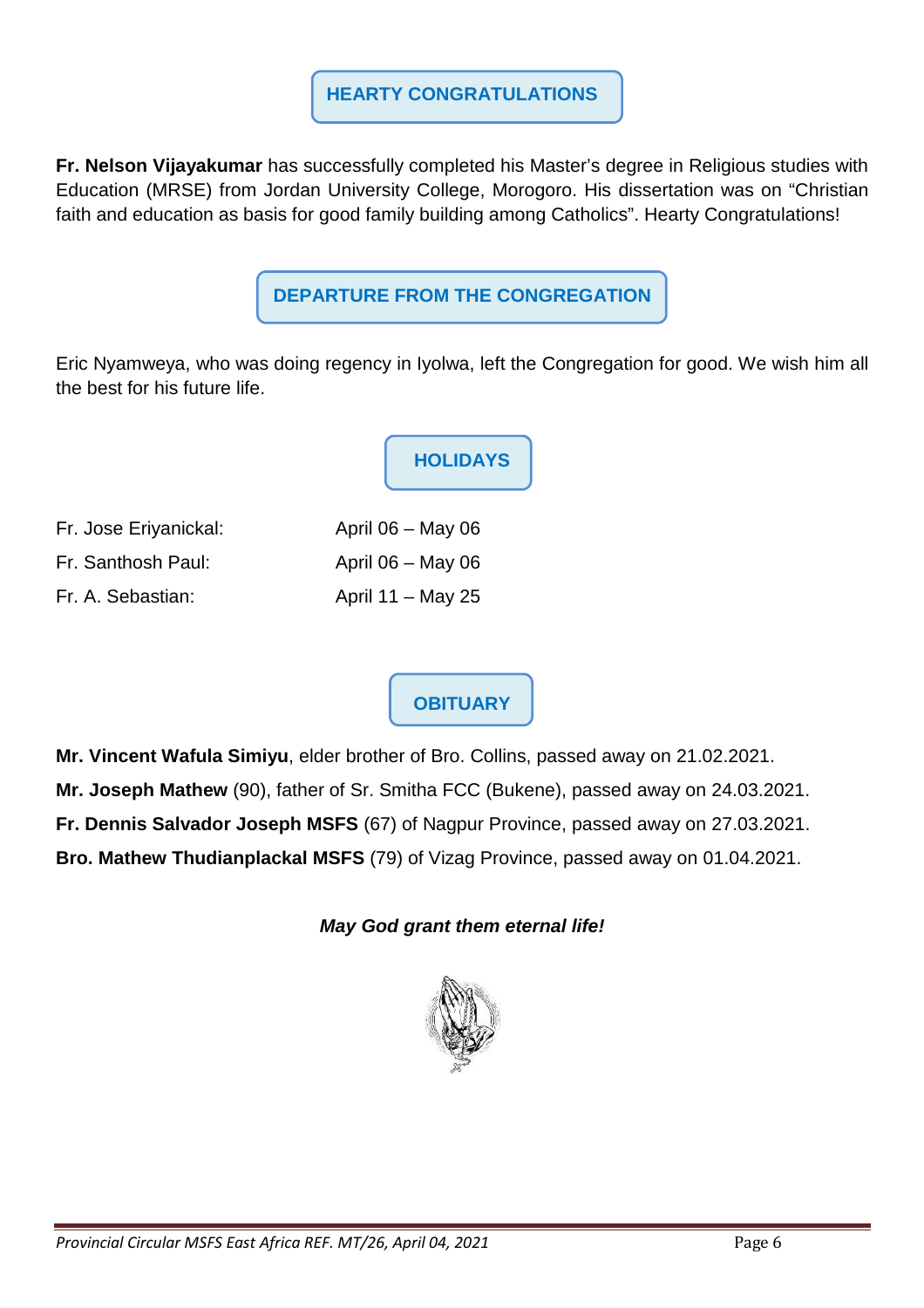## HEARTY CONGRATULATIONS

**Fr. Nelson Vijayakumar** has successfully completed his Master's degree in Religious studies with Education (MRSE) from Jordan University College, Morogoro. His dissertation was on "Christian faith and education as basis for good family building among Catholics". Hearty Congratulations!

## DEPARTURE FROM THE CONGREGATION

Eric Nyamweya, who was doing regency in Iyolwa, left the Congregation for good. We wish him all the best for his future life.

## HOLIDAYS

| | |
|---|---|
| Fr. Jose Eriyanickal: | April 06 – May 06 |
| Fr. Santhosh Paul: | April 06 – May 06 |
| Fr. A. Sebastian: | April 11 – May 25 |

## OBITUARY

**Mr. Vincent Wafula Simiyu**, elder brother of Bro. Collins, passed away on 21.02.2021.

**Mr. Joseph Mathew** (90), father of Sr. Smitha FCC (Bukene), passed away on 24.03.2021.

**Fr. Dennis Salvador Joseph MSFS** (67) of Nagpur Province, passed away on 27.03.2021.

**Bro. Mathew Thudianplackal MSFS** (79) of Vizag Province, passed away on 01.04.2021.

***May God grant them eternal life!***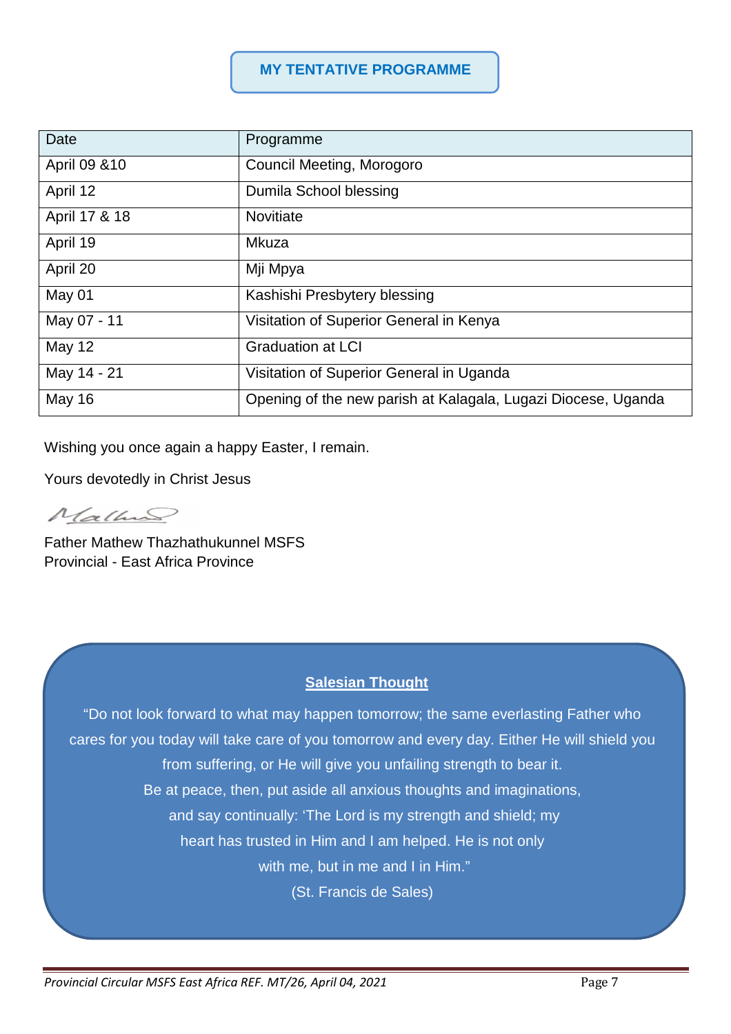## MY TENTATIVE PROGRAMME

| Date | Programme |
|---|---|
| April 09 &10 | Council Meeting, Morogoro |
| April 12 | Dumila School blessing |
| April 17 & 18 | Novitiate |
| April 19 | Mkuza |
| April 20 | Mji Mpya |
| May 01 | Kashishi Presbytery blessing |
| May 07 - 11 | Visitation of Superior General in Kenya |
| May 12 | Graduation at LCI |
| May 14 - 21 | Visitation of Superior General in Uganda |
| May 16 | Opening of the new parish at Kalagala, Lugazi Diocese, Uganda |

Wishing you once again a happy Easter, I remain.

Yours devotedly in Christ Jesus

Father Mathew Thazhathukunnel MSFS
Provincial - East Africa Province

**Salesian Thought**

"Do not look forward to what may happen tomorrow; the same everlasting Father who cares for you today will take care of you tomorrow and every day. Either He will shield you from suffering, or He will give you unfailing strength to bear it.
Be at peace, then, put aside all anxious thoughts and imaginations, and say continually: 'The Lord is my strength and shield; my heart has trusted in Him and I am helped. He is not only with me, but in me and I in Him."
(St. Francis de Sales)